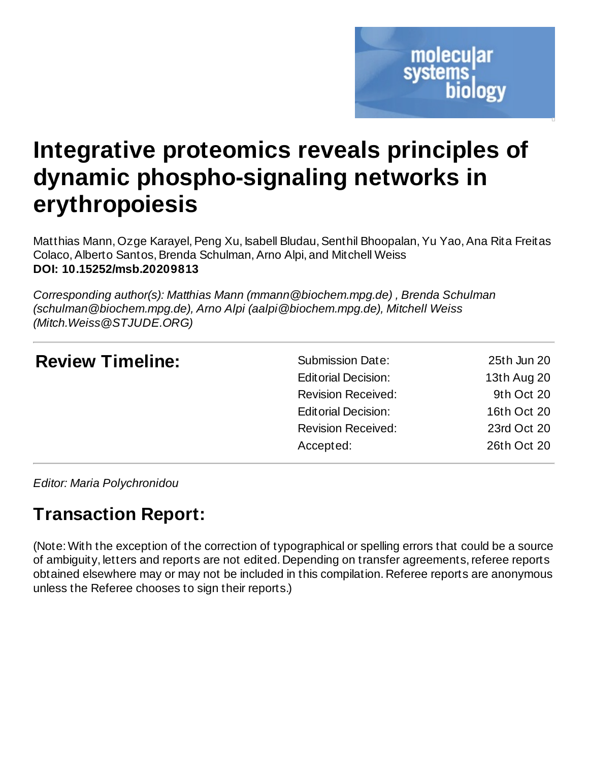# Integrative proteomics reveals principles of dynamic phospho-signaling networks in erythropoiesis

Matthias Mann, Ozge Karayel, Peng Xu, Isabell Bludau, Senthil Bhoopalan, Yu Yao, Ana Rita Freitas Colaco, Alberto Santos, Brenda Schulman, Arno Alpi, and Mitchell Weiss
**DOI: 10.15252/msb.20209813**

*Corresponding author(s): Matthias Mann (mmann@biochem.mpg.de) , Brenda Schulman (schulman@biochem.mpg.de), Arno Alpi (aalpi@biochem.mpg.de), Mitchell Weiss (Mitch.Weiss@STJUDE.ORG)*

## Review Timeline:

| | |
|---|---|
| Submission Date: | 25th Jun 20 |
| Editorial Decision: | 13th Aug 20 |
| Revision Received: | 9th Oct 20 |
| Editorial Decision: | 16th Oct 20 |
| Revision Received: | 23rd Oct 20 |
| Accepted: | 26th Oct 20 |

*Editor: Maria Polychronidou*

## Transaction Report:

(Note: With the exception of the correction of typographical or spelling errors that could be a source of ambiguity, letters and reports are not edited. Depending on transfer agreements, referee reports obtained elsewhere may or may not be included in this compilation. Referee reports are anonymous unless the Referee chooses to sign their reports.)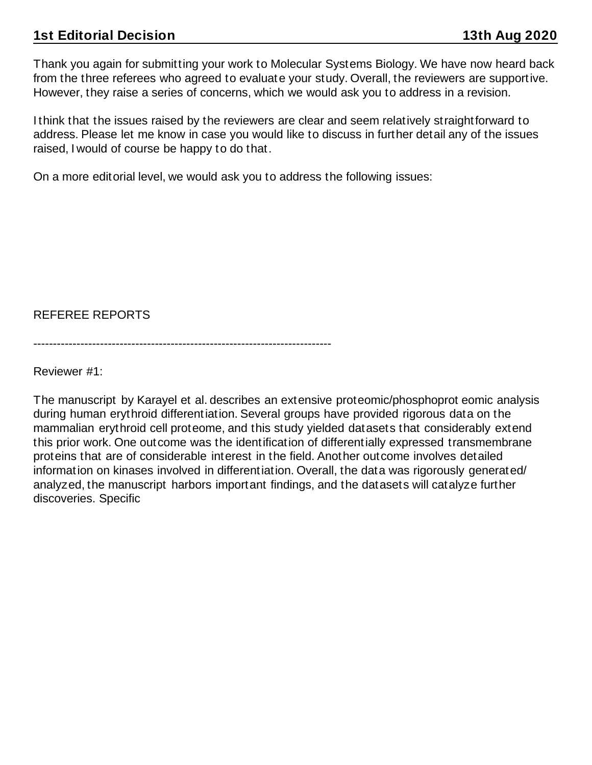## 1st Editorial Decision 13th Aug 2020

Thank you again for submitting your work to Molecular Systems Biology. We have now heard back from the three referees who agreed to evaluate your study. Overall, the reviewers are supportive. However, they raise a series of concerns, which we would ask you to address in a revision.

I think that the issues raised by the reviewers are clear and seem relatively straightforward to address. Please let me know in case you would like to discuss in further detail any of the issues raised, I would of course be happy to do that.

On a more editorial level, we would ask you to address the following issues:

REFEREE REPORTS

----------------------------------------------------------------------------

Reviewer #1:

The manuscript by Karayel et al. describes an extensive proteomic/phosphoprot eomic analysis during human erythroid differentiation. Several groups have provided rigorous data on the mammalian erythroid cell proteome, and this study yielded datasets that considerably extend this prior work. One outcome was the identification of differentially expressed transmembrane proteins that are of considerable interest in the field. Another outcome involves detailed information on kinases involved in differentiation. Overall, the data was rigorously generated/ analyzed, the manuscript harbors important findings, and the datasets will catalyze further discoveries. Specific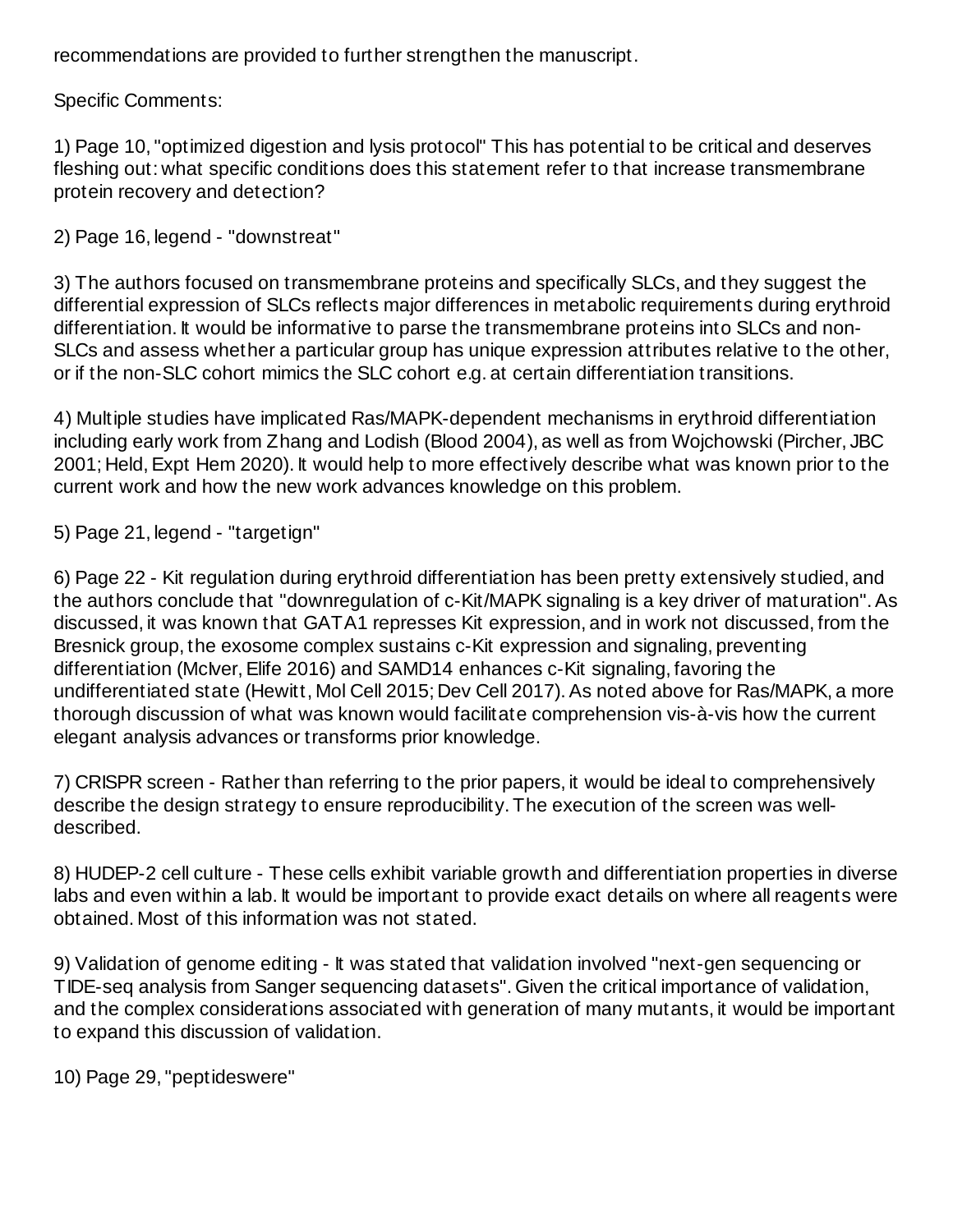recommendations are provided to further strengthen the manuscript.

Specific Comments:

1) Page 10, "optimized digestion and lysis protocol" This has potential to be critical and deserves fleshing out: what specific conditions does this statement refer to that increase transmembrane protein recovery and detection?

2) Page 16, legend - "downstreat"

3) The authors focused on transmembrane proteins and specifically SLCs, and they suggest the differential expression of SLCs reflects major differences in metabolic requirements during erythroid differentiation. It would be informative to parse the transmembrane proteins into SLCs and non-SLCs and assess whether a particular group has unique expression attributes relative to the other, or if the non-SLC cohort mimics the SLC cohort e.g. at certain differentiation transitions.

4) Multiple studies have implicated Ras/MAPK-dependent mechanisms in erythroid differentiation including early work from Zhang and Lodish (Blood 2004), as well as from Wojchowski (Pircher, JBC 2001; Held, Expt Hem 2020). It would help to more effectively describe what was known prior to the current work and how the new work advances knowledge on this problem.

5) Page 21, legend - "targetign"

6) Page 22 - Kit regulation during erythroid differentiation has been pretty extensively studied, and the authors conclude that "downregulation of c-Kit/MAPK signaling is a key driver of maturation". As discussed, it was known that GATA1 represses Kit expression, and in work not discussed, from the Bresnick group, the exosome complex sustains c-Kit expression and signaling, preventing differentiation (McIver, Elife 2016) and SAMD14 enhances c-Kit signaling, favoring the undifferentiated state (Hewitt, Mol Cell 2015; Dev Cell 2017). As noted above for Ras/MAPK, a more thorough discussion of what was known would facilitate comprehension vis-à-vis how the current elegant analysis advances or transforms prior knowledge.

7) CRISPR screen - Rather than referring to the prior papers, it would be ideal to comprehensively describe the design strategy to ensure reproducibility. The execution of the screen was well-described.

8) HUDEP-2 cell culture - These cells exhibit variable growth and differentiation properties in diverse labs and even within a lab. It would be important to provide exact details on where all reagents were obtained. Most of this information was not stated.

9) Validation of genome editing - It was stated that validation involved "next-gen sequencing or TIDE-seq analysis from Sanger sequencing datasets". Given the critical importance of validation, and the complex considerations associated with generation of many mutants, it would be important to expand this discussion of validation.

10) Page 29, "peptideswere"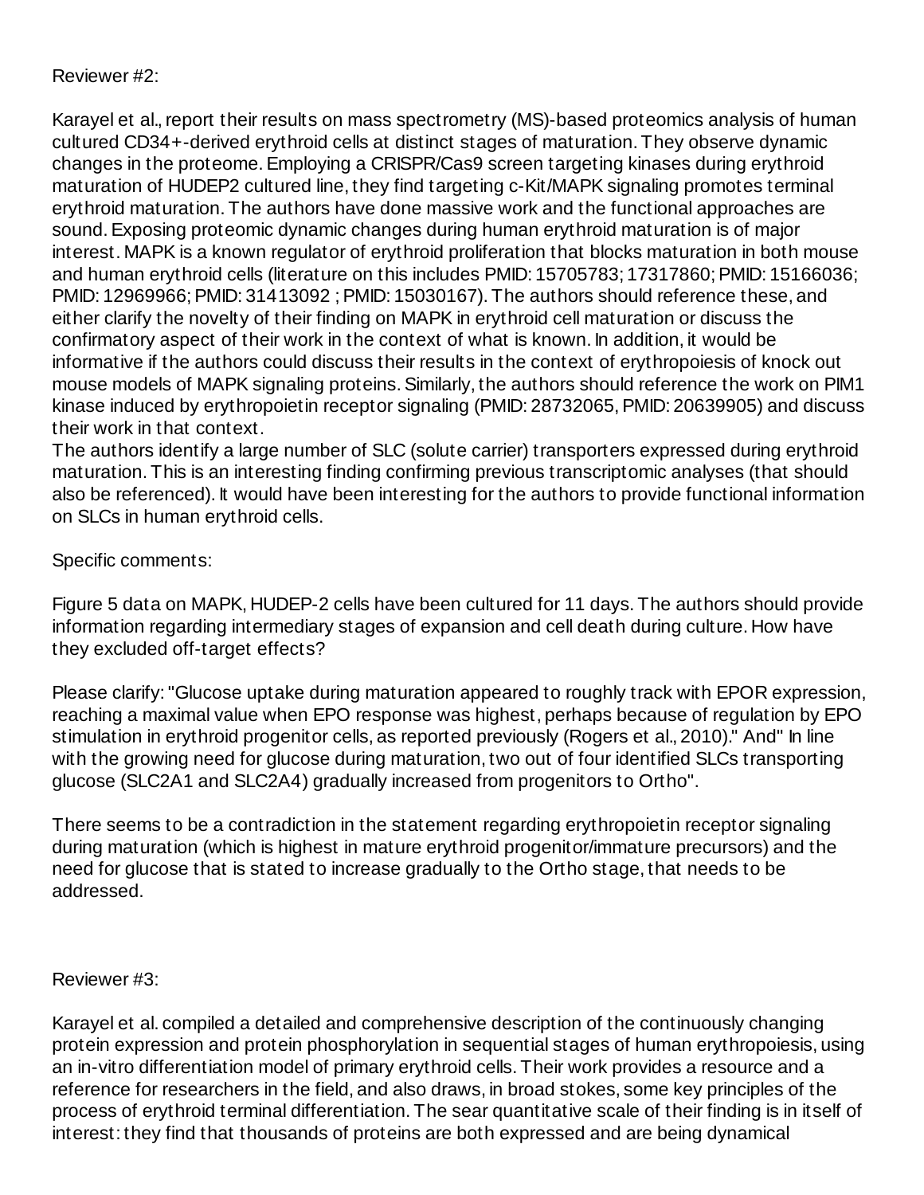Reviewer #2:

Karayel et al., report their results on mass spectrometry (MS)-based proteomics analysis of human cultured CD34+-derived erythroid cells at distinct stages of maturation. They observe dynamic changes in the proteome. Employing a CRISPR/Cas9 screen targeting kinases during erythroid maturation of HUDEP2 cultured line, they find targeting c-Kit/MAPK signaling promotes terminal erythroid maturation. The authors have done massive work and the functional approaches are sound. Exposing proteomic dynamic changes during human erythroid maturation is of major interest. MAPK is a known regulator of erythroid proliferation that blocks maturation in both mouse and human erythroid cells (literature on this includes PMID: 15705783; 17317860; PMID: 15166036; PMID: 12969966; PMID: 31413092 ; PMID: 15030167). The authors should reference these, and either clarify the novelty of their finding on MAPK in erythroid cell maturation or discuss the confirmatory aspect of their work in the context of what is known. In addition, it would be informative if the authors could discuss their results in the context of erythropoiesis of knock out mouse models of MAPK signaling proteins. Similarly, the authors should reference the work on PIM1 kinase induced by erythropoietin receptor signaling (PMID: 28732065, PMID: 20639905) and discuss their work in that context.
The authors identify a large number of SLC (solute carrier) transporters expressed during erythroid maturation. This is an interesting finding confirming previous transcriptomic analyses (that should also be referenced). It would have been interesting for the authors to provide functional information on SLCs in human erythroid cells.

Specific comments:

Figure 5 data on MAPK, HUDEP-2 cells have been cultured for 11 days. The authors should provide information regarding intermediary stages of expansion and cell death during culture. How have they excluded off-target effects?

Please clarify: "Glucose uptake during maturation appeared to roughly track with EPOR expression, reaching a maximal value when EPO response was highest, perhaps because of regulation by EPO stimulation in erythroid progenitor cells, as reported previously (Rogers et al., 2010)." And" In line with the growing need for glucose during maturation, two out of four identified SLCs transporting glucose (SLC2A1 and SLC2A4) gradually increased from progenitors to Ortho".

There seems to be a contradiction in the statement regarding erythropoietin receptor signaling during maturation (which is highest in mature erythroid progenitor/immature precursors) and the need for glucose that is stated to increase gradually to the Ortho stage, that needs to be addressed.

Reviewer #3:

Karayel et al. compiled a detailed and comprehensive description of the continuously changing protein expression and protein phosphorylation in sequential stages of human erythropoiesis, using an in-vitro differentiation model of primary erythroid cells. Their work provides a resource and a reference for researchers in the field, and also draws, in broad stokes, some key principles of the process of erythroid terminal differentiation. The sear quantitative scale of their finding is in itself of interest: they find that thousands of proteins are both expressed and are being dynamical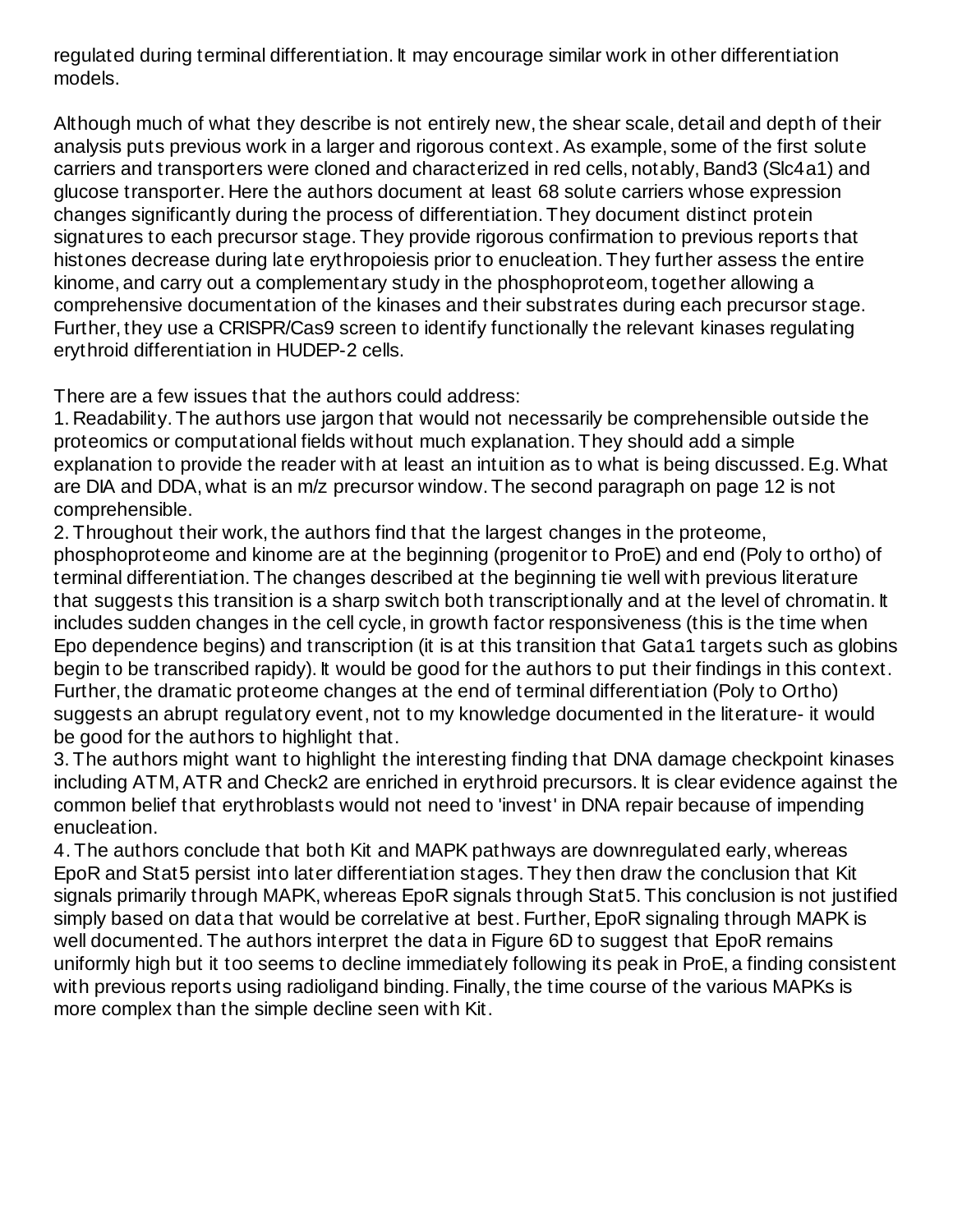regulated during terminal differentiation. It may encourage similar work in other differentiation models.

Although much of what they describe is not entirely new, the shear scale, detail and depth of their analysis puts previous work in a larger and rigorous context. As example, some of the first solute carriers and transporters were cloned and characterized in red cells, notably, Band3 (Slc4a1) and glucose transporter. Here the authors document at least 68 solute carriers whose expression changes significantly during the process of differentiation. They document distinct protein signatures to each precursor stage. They provide rigorous confirmation to previous reports that histones decrease during late erythropoiesis prior to enucleation. They further assess the entire kinome, and carry out a complementary study in the phosphoproteom, together allowing a comprehensive documentation of the kinases and their substrates during each precursor stage. Further, they use a CRISPR/Cas9 screen to identify functionally the relevant kinases regulating erythroid differentiation in HUDEP-2 cells.

There are a few issues that the authors could address:

1. Readability. The authors use jargon that would not necessarily be comprehensible outside the proteomics or computational fields without much explanation. They should add a simple explanation to provide the reader with at least an intuition as to what is being discussed. E.g. What are DIA and DDA, what is an m/z precursor window. The second paragraph on page 12 is not comprehensible.
2. Throughout their work, the authors find that the largest changes in the proteome, phosphoproteome and kinome are at the beginning (progenitor to ProE) and end (Poly to ortho) of terminal differentiation. The changes described at the beginning tie well with previous literature that suggests this transition is a sharp switch both transcriptionally and at the level of chromatin. It includes sudden changes in the cell cycle, in growth factor responsiveness (this is the time when Epo dependence begins) and transcription (it is at this transition that Gata1 targets such as globins begin to be transcribed rapidy). It would be good for the authors to put their findings in this context. Further, the dramatic proteome changes at the end of terminal differentiation (Poly to Ortho) suggests an abrupt regulatory event, not to my knowledge documented in the literature- it would be good for the authors to highlight that.
3. The authors might want to highlight the interesting finding that DNA damage checkpoint kinases including ATM, ATR and Check2 are enriched in erythroid precursors. It is clear evidence against the common belief that erythroblasts would not need to 'invest' in DNA repair because of impending enucleation.
4. The authors conclude that both Kit and MAPK pathways are downregulated early, whereas EpoR and Stat5 persist into later differentiation stages. They then draw the conclusion that Kit signals primarily through MAPK, whereas EpoR signals through Stat5. This conclusion is not justified simply based on data that would be correlative at best. Further, EpoR signaling through MAPK is well documented. The authors interpret the data in Figure 6D to suggest that EpoR remains uniformly high but it too seems to decline immediately following its peak in ProE, a finding consistent with previous reports using radioligand binding. Finally, the time course of the various MAPKs is more complex than the simple decline seen with Kit.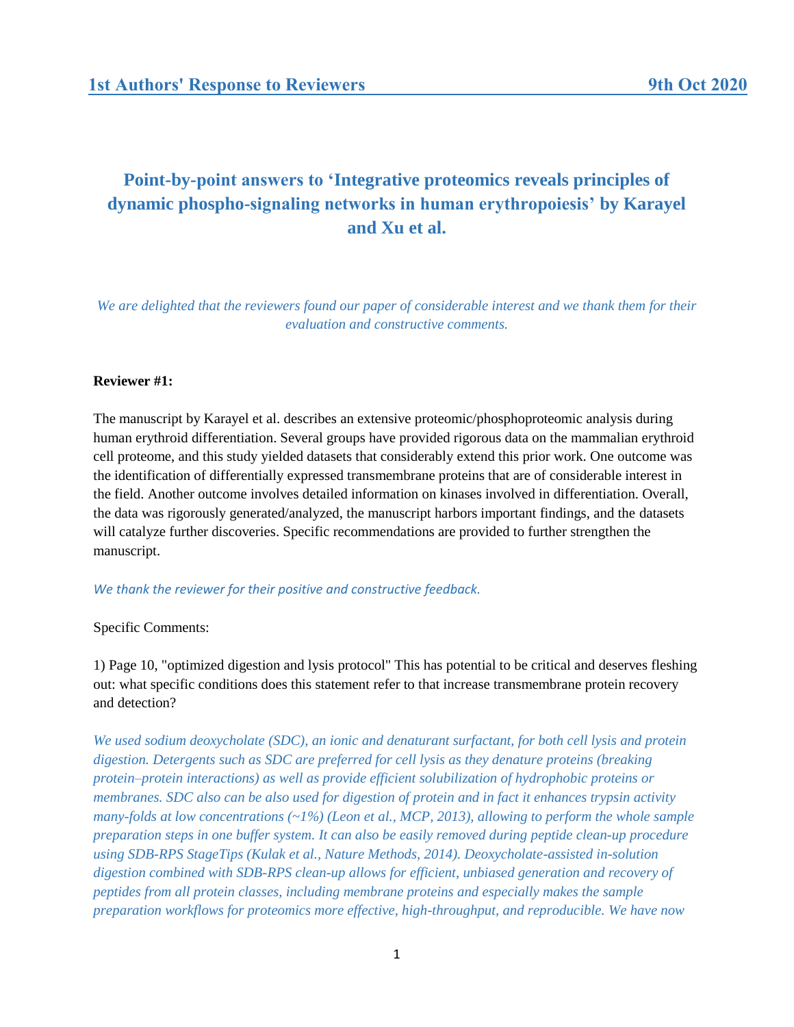## 1st Authors' Response to Reviewers 9th Oct 2020

# Point-by-point answers to 'Integrative proteomics reveals principles of dynamic phospho-signaling networks in human erythropoiesis' by Karayel and Xu et al.

*We are delighted that the reviewers found our paper of considerable interest and we thank them for their evaluation and constructive comments.*

**Reviewer #1:**

The manuscript by Karayel et al. describes an extensive proteomic/phosphoproteomic analysis during human erythroid differentiation. Several groups have provided rigorous data on the mammalian erythroid cell proteome, and this study yielded datasets that considerably extend this prior work. One outcome was the identification of differentially expressed transmembrane proteins that are of considerable interest in the field. Another outcome involves detailed information on kinases involved in differentiation. Overall, the data was rigorously generated/analyzed, the manuscript harbors important findings, and the datasets will catalyze further discoveries. Specific recommendations are provided to further strengthen the manuscript.

*We thank the reviewer for their positive and constructive feedback.*

Specific Comments:

1) Page 10, "optimized digestion and lysis protocol" This has potential to be critical and deserves fleshing out: what specific conditions does this statement refer to that increase transmembrane protein recovery and detection?

*We used sodium deoxycholate (SDC), an ionic and denaturant surfactant, for both cell lysis and protein digestion. Detergents such as SDC are preferred for cell lysis as they denature proteins (breaking protein–protein interactions) as well as provide efficient solubilization of hydrophobic proteins or membranes. SDC also can be also used for digestion of protein and in fact it enhances trypsin activity many-folds at low concentrations (~1%) (Leon et al., MCP, 2013), allowing to perform the whole sample preparation steps in one buffer system. It can also be easily removed during peptide clean-up procedure using SDB-RPS StageTips (Kulak et al., Nature Methods, 2014). Deoxycholate-assisted in-solution digestion combined with SDB-RPS clean-up allows for efficient, unbiased generation and recovery of peptides from all protein classes, including membrane proteins and especially makes the sample preparation workflows for proteomics more effective, high-throughput, and reproducible. We have now*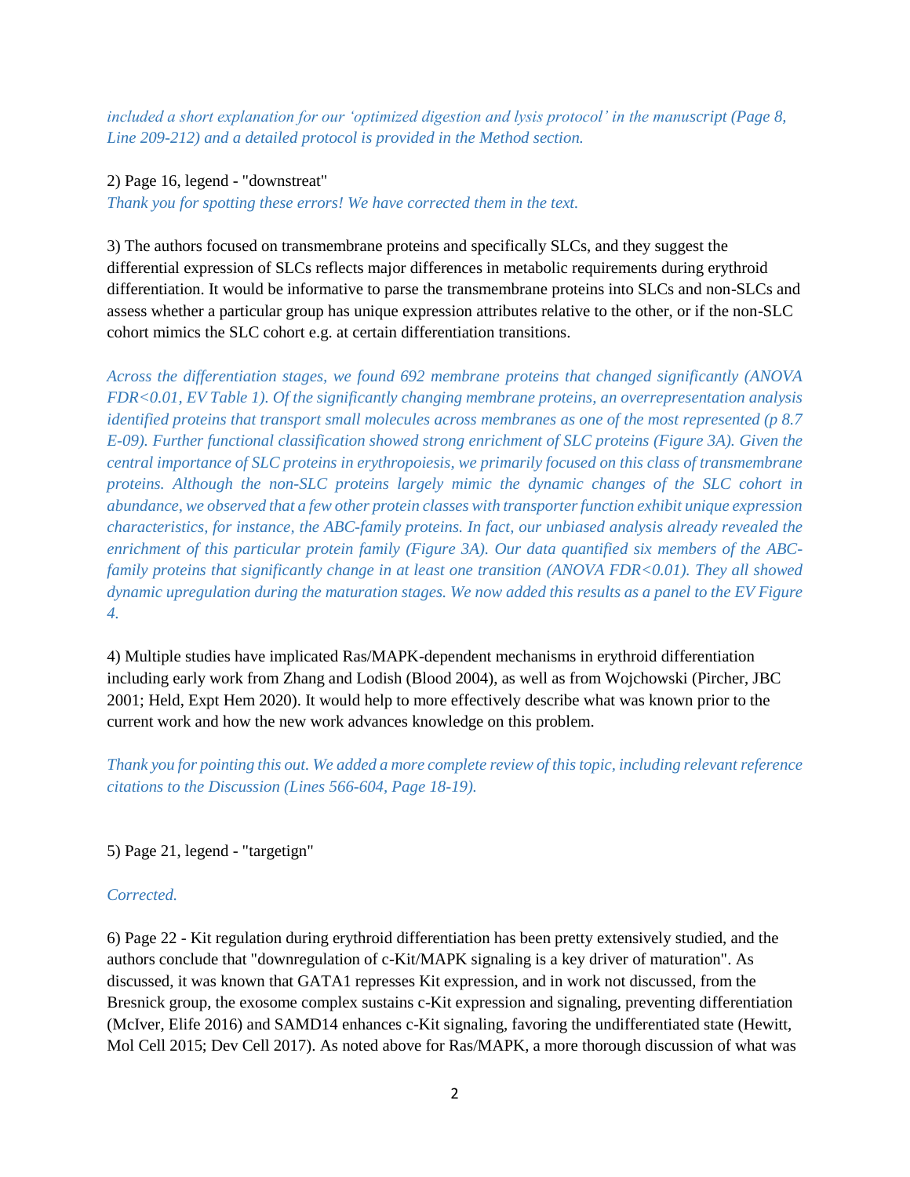*included a short explanation for our 'optimized digestion and lysis protocol' in the manuscript (Page 8, Line 209-212) and a detailed protocol is provided in the Method section.*

2) Page 16, legend - "downstreat"

*Thank you for spotting these errors! We have corrected them in the text.*

3) The authors focused on transmembrane proteins and specifically SLCs, and they suggest the differential expression of SLCs reflects major differences in metabolic requirements during erythroid differentiation. It would be informative to parse the transmembrane proteins into SLCs and non-SLCs and assess whether a particular group has unique expression attributes relative to the other, or if the non-SLC cohort mimics the SLC cohort e.g. at certain differentiation transitions.

*Across the differentiation stages, we found 692 membrane proteins that changed significantly (ANOVA FDR<0.01, EV Table 1). Of the significantly changing membrane proteins, an overrepresentation analysis identified proteins that transport small molecules across membranes as one of the most represented (p 8.7 E-09). Further functional classification showed strong enrichment of SLC proteins (Figure 3A). Given the central importance of SLC proteins in erythropoiesis, we primarily focused on this class of transmembrane proteins. Although the non-SLC proteins largely mimic the dynamic changes of the SLC cohort in abundance, we observed that a few other protein classes with transporter function exhibit unique expression characteristics, for instance, the ABC-family proteins. In fact, our unbiased analysis already revealed the enrichment of this particular protein family (Figure 3A). Our data quantified six members of the ABC-family proteins that significantly change in at least one transition (ANOVA FDR<0.01). They all showed dynamic upregulation during the maturation stages. We now added this results as a panel to the EV Figure 4.*

4) Multiple studies have implicated Ras/MAPK-dependent mechanisms in erythroid differentiation including early work from Zhang and Lodish (Blood 2004), as well as from Wojchowski (Pircher, JBC 2001; Held, Expt Hem 2020). It would help to more effectively describe what was known prior to the current work and how the new work advances knowledge on this problem.

*Thank you for pointing this out. We added a more complete review of this topic, including relevant reference citations to the Discussion (Lines 566-604, Page 18-19).*

5) Page 21, legend - "targetign"

*Corrected.*

6) Page 22 - Kit regulation during erythroid differentiation has been pretty extensively studied, and the authors conclude that "downregulation of c-Kit/MAPK signaling is a key driver of maturation". As discussed, it was known that GATA1 represses Kit expression, and in work not discussed, from the Bresnick group, the exosome complex sustains c-Kit expression and signaling, preventing differentiation (McIver, Elife 2016) and SAMD14 enhances c-Kit signaling, favoring the undifferentiated state (Hewitt, Mol Cell 2015; Dev Cell 2017). As noted above for Ras/MAPK, a more thorough discussion of what was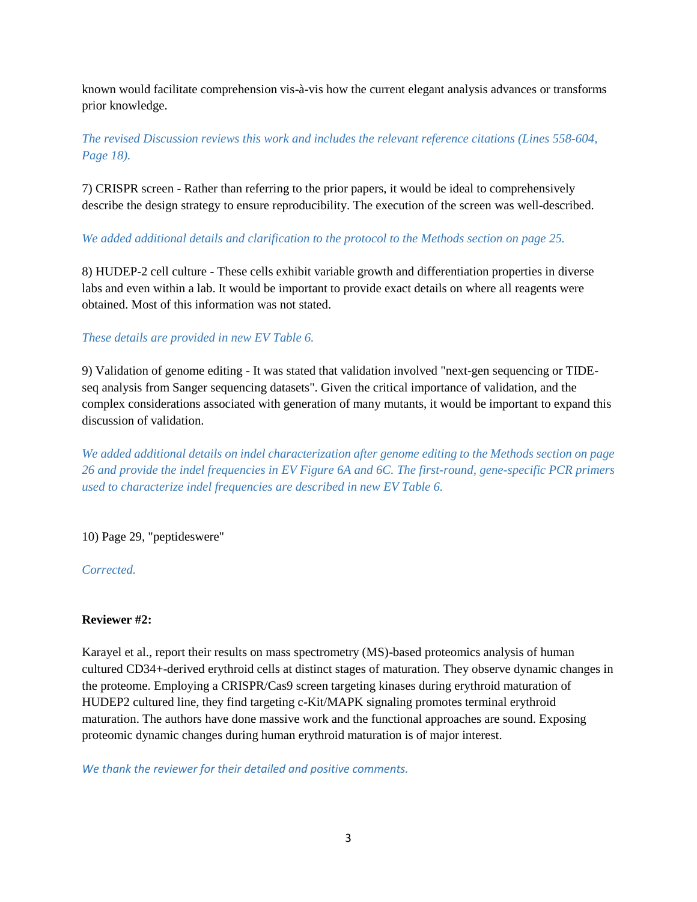known would facilitate comprehension vis-à-vis how the current elegant analysis advances or transforms prior knowledge.

*The revised Discussion reviews this work and includes the relevant reference citations (Lines 558-604, Page 18).*

7) CRISPR screen - Rather than referring to the prior papers, it would be ideal to comprehensively describe the design strategy to ensure reproducibility. The execution of the screen was well-described.

*We added additional details and clarification to the protocol to the Methods section on page 25.*

8) HUDEP-2 cell culture - These cells exhibit variable growth and differentiation properties in diverse labs and even within a lab. It would be important to provide exact details on where all reagents were obtained. Most of this information was not stated.

*These details are provided in new EV Table 6.*

9) Validation of genome editing - It was stated that validation involved "next-gen sequencing or TIDE-seq analysis from Sanger sequencing datasets". Given the critical importance of validation, and the complex considerations associated with generation of many mutants, it would be important to expand this discussion of validation.

*We added additional details on indel characterization after genome editing to the Methods section on page 26 and provide the indel frequencies in EV Figure 6A and 6C. The first-round, gene-specific PCR primers used to characterize indel frequencies are described in new EV Table 6.*

10) Page 29, "peptideswere"

*Corrected.*

**Reviewer #2:**

Karayel et al., report their results on mass spectrometry (MS)-based proteomics analysis of human cultured CD34+-derived erythroid cells at distinct stages of maturation. They observe dynamic changes in the proteome. Employing a CRISPR/Cas9 screen targeting kinases during erythroid maturation of HUDEP2 cultured line, they find targeting c-Kit/MAPK signaling promotes terminal erythroid maturation. The authors have done massive work and the functional approaches are sound. Exposing proteomic dynamic changes during human erythroid maturation is of major interest.

*We thank the reviewer for their detailed and positive comments.*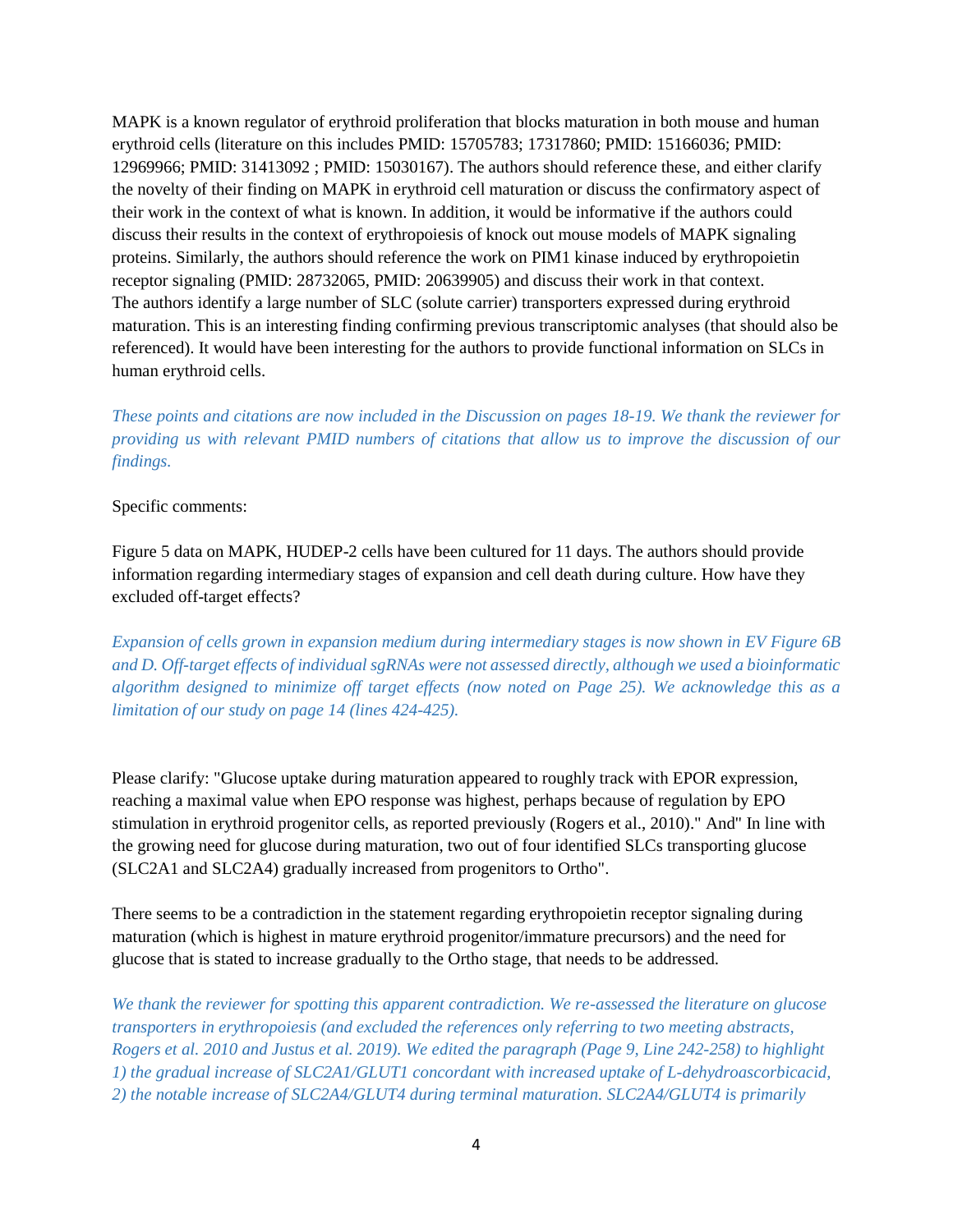MAPK is a known regulator of erythroid proliferation that blocks maturation in both mouse and human erythroid cells (literature on this includes PMID: 15705783; 17317860; PMID: 15166036; PMID: 12969966; PMID: 31413092 ; PMID: 15030167). The authors should reference these, and either clarify the novelty of their finding on MAPK in erythroid cell maturation or discuss the confirmatory aspect of their work in the context of what is known. In addition, it would be informative if the authors could discuss their results in the context of erythropoiesis of knock out mouse models of MAPK signaling proteins. Similarly, the authors should reference the work on PIM1 kinase induced by erythropoietin receptor signaling (PMID: 28732065, PMID: 20639905) and discuss their work in that context. The authors identify a large number of SLC (solute carrier) transporters expressed during erythroid maturation. This is an interesting finding confirming previous transcriptomic analyses (that should also be referenced). It would have been interesting for the authors to provide functional information on SLCs in human erythroid cells.

*These points and citations are now included in the Discussion on pages 18-19. We thank the reviewer for providing us with relevant PMID numbers of citations that allow us to improve the discussion of our findings.*

Specific comments:

Figure 5 data on MAPK, HUDEP-2 cells have been cultured for 11 days. The authors should provide information regarding intermediary stages of expansion and cell death during culture. How have they excluded off-target effects?

*Expansion of cells grown in expansion medium during intermediary stages is now shown in EV Figure 6B and D. Off-target effects of individual sgRNAs were not assessed directly, although we used a bioinformatic algorithm designed to minimize off target effects (now noted on Page 25). We acknowledge this as a limitation of our study on page 14 (lines 424-425).*

Please clarify: "Glucose uptake during maturation appeared to roughly track with EPOR expression, reaching a maximal value when EPO response was highest, perhaps because of regulation by EPO stimulation in erythroid progenitor cells, as reported previously (Rogers et al., 2010)." And" In line with the growing need for glucose during maturation, two out of four identified SLCs transporting glucose (SLC2A1 and SLC2A4) gradually increased from progenitors to Ortho".

There seems to be a contradiction in the statement regarding erythropoietin receptor signaling during maturation (which is highest in mature erythroid progenitor/immature precursors) and the need for glucose that is stated to increase gradually to the Ortho stage, that needs to be addressed.

*We thank the reviewer for spotting this apparent contradiction. We re-assessed the literature on glucose transporters in erythropoiesis (and excluded the references only referring to two meeting abstracts, Rogers et al. 2010 and Justus et al. 2019). We edited the paragraph (Page 9, Line 242-258) to highlight 1) the gradual increase of SLC2A1/GLUT1 concordant with increased uptake of L-dehydroascorbicacid, 2) the notable increase of SLC2A4/GLUT4 during terminal maturation. SLC2A4/GLUT4 is primarily*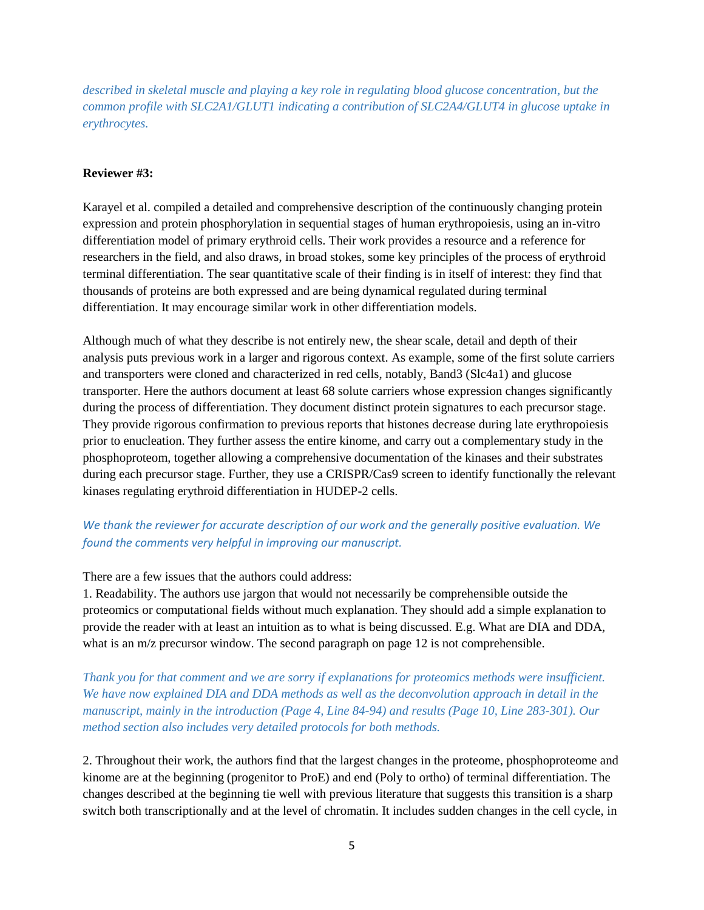*described in skeletal muscle and playing a key role in regulating blood glucose concentration, but the common profile with SLC2A1/GLUT1 indicating a contribution of SLC2A4/GLUT4 in glucose uptake in erythrocytes.*

**Reviewer #3:**

Karayel et al. compiled a detailed and comprehensive description of the continuously changing protein expression and protein phosphorylation in sequential stages of human erythropoiesis, using an in-vitro differentiation model of primary erythroid cells. Their work provides a resource and a reference for researchers in the field, and also draws, in broad stokes, some key principles of the process of erythroid terminal differentiation. The sear quantitative scale of their finding is in itself of interest: they find that thousands of proteins are both expressed and are being dynamical regulated during terminal differentiation. It may encourage similar work in other differentiation models.

Although much of what they describe is not entirely new, the shear scale, detail and depth of their analysis puts previous work in a larger and rigorous context. As example, some of the first solute carriers and transporters were cloned and characterized in red cells, notably, Band3 (Slc4a1) and glucose transporter. Here the authors document at least 68 solute carriers whose expression changes significantly during the process of differentiation. They document distinct protein signatures to each precursor stage. They provide rigorous confirmation to previous reports that histones decrease during late erythropoiesis prior to enucleation. They further assess the entire kinome, and carry out a complementary study in the phosphoproteom, together allowing a comprehensive documentation of the kinases and their substrates during each precursor stage. Further, they use a CRISPR/Cas9 screen to identify functionally the relevant kinases regulating erythroid differentiation in HUDEP-2 cells.

*We thank the reviewer for accurate description of our work and the generally positive evaluation. We found the comments very helpful in improving our manuscript.*

There are a few issues that the authors could address:

1. Readability. The authors use jargon that would not necessarily be comprehensible outside the proteomics or computational fields without much explanation. They should add a simple explanation to provide the reader with at least an intuition as to what is being discussed. E.g. What are DIA and DDA, what is an m/z precursor window. The second paragraph on page 12 is not comprehensible.

*Thank you for that comment and we are sorry if explanations for proteomics methods were insufficient. We have now explained DIA and DDA methods as well as the deconvolution approach in detail in the manuscript, mainly in the introduction (Page 4, Line 84-94) and results (Page 10, Line 283-301). Our method section also includes very detailed protocols for both methods.*

2. Throughout their work, the authors find that the largest changes in the proteome, phosphoproteome and kinome are at the beginning (progenitor to ProE) and end (Poly to ortho) of terminal differentiation. The changes described at the beginning tie well with previous literature that suggests this transition is a sharp switch both transcriptionally and at the level of chromatin. It includes sudden changes in the cell cycle, in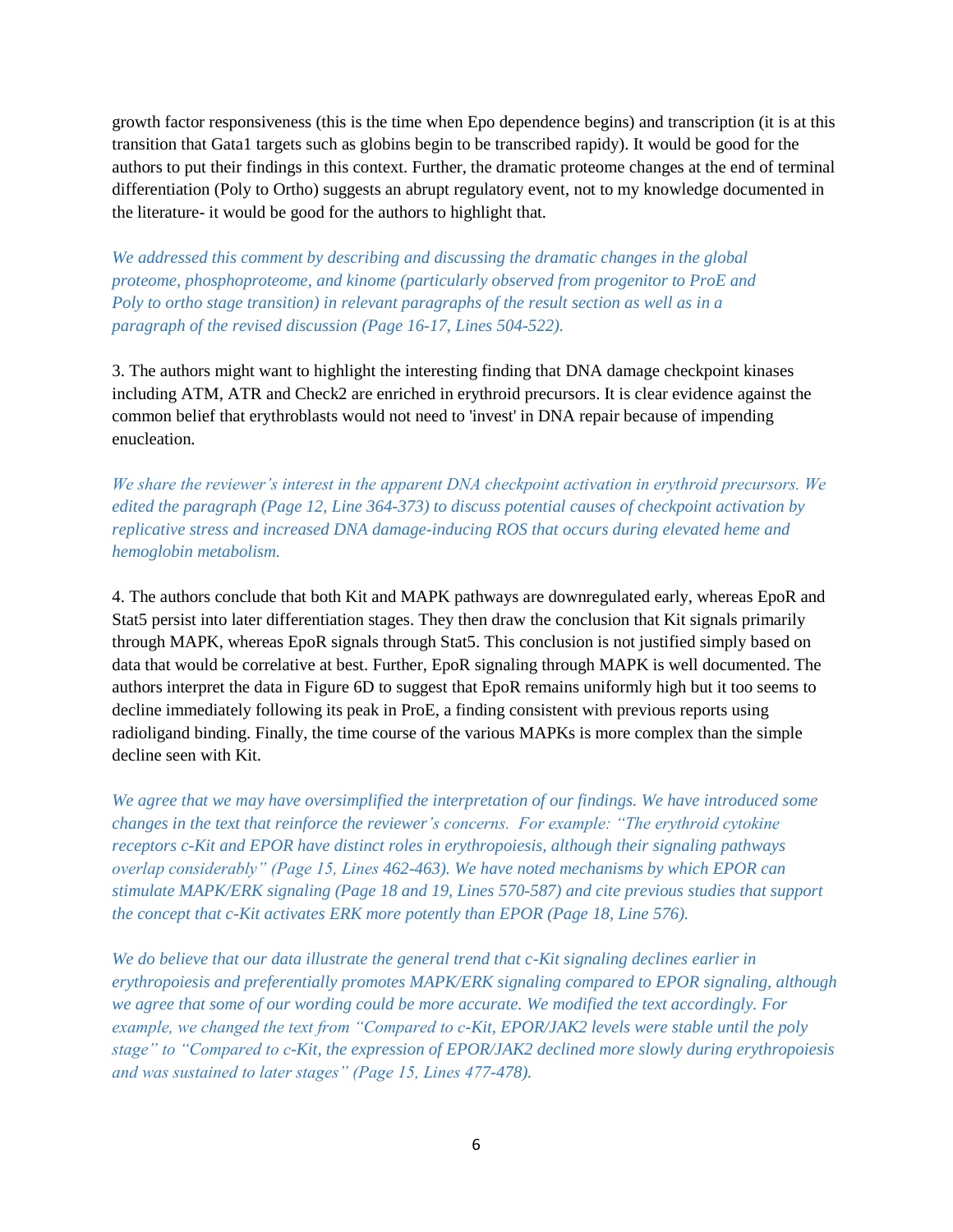growth factor responsiveness (this is the time when Epo dependence begins) and transcription (it is at this transition that Gata1 targets such as globins begin to be transcribed rapidy). It would be good for the authors to put their findings in this context. Further, the dramatic proteome changes at the end of terminal differentiation (Poly to Ortho) suggests an abrupt regulatory event, not to my knowledge documented in the literature- it would be good for the authors to highlight that.

*We addressed this comment by describing and discussing the dramatic changes in the global proteome, phosphoproteome, and kinome (particularly observed from progenitor to ProE and Poly to ortho stage transition) in relevant paragraphs of the result section as well as in a paragraph of the revised discussion (Page 16-17, Lines 504-522).*

3. The authors might want to highlight the interesting finding that DNA damage checkpoint kinases including ATM, ATR and Check2 are enriched in erythroid precursors. It is clear evidence against the common belief that erythroblasts would not need to 'invest' in DNA repair because of impending enucleation.

*We share the reviewer's interest in the apparent DNA checkpoint activation in erythroid precursors. We edited the paragraph (Page 12, Line 364-373) to discuss potential causes of checkpoint activation by replicative stress and increased DNA damage-inducing ROS that occurs during elevated heme and hemoglobin metabolism.*

4. The authors conclude that both Kit and MAPK pathways are downregulated early, whereas EpoR and Stat5 persist into later differentiation stages. They then draw the conclusion that Kit signals primarily through MAPK, whereas EpoR signals through Stat5. This conclusion is not justified simply based on data that would be correlative at best. Further, EpoR signaling through MAPK is well documented. The authors interpret the data in Figure 6D to suggest that EpoR remains uniformly high but it too seems to decline immediately following its peak in ProE, a finding consistent with previous reports using radioligand binding. Finally, the time course of the various MAPKs is more complex than the simple decline seen with Kit.

*We agree that we may have oversimplified the interpretation of our findings. We have introduced some changes in the text that reinforce the reviewer's concerns. For example: "The erythroid cytokine receptors c-Kit and EPOR have distinct roles in erythropoiesis, although their signaling pathways overlap considerably" (Page 15, Lines 462-463). We have noted mechanisms by which EPOR can stimulate MAPK/ERK signaling (Page 18 and 19, Lines 570-587) and cite previous studies that support the concept that c-Kit activates ERK more potently than EPOR (Page 18, Line 576).*

*We do believe that our data illustrate the general trend that c-Kit signaling declines earlier in erythropoiesis and preferentially promotes MAPK/ERK signaling compared to EPOR signaling, although we agree that some of our wording could be more accurate. We modified the text accordingly. For example, we changed the text from "Compared to c-Kit, EPOR/JAK2 levels were stable until the poly stage" to "Compared to c-Kit, the expression of EPOR/JAK2 declined more slowly during erythropoiesis and was sustained to later stages" (Page 15, Lines 477-478).*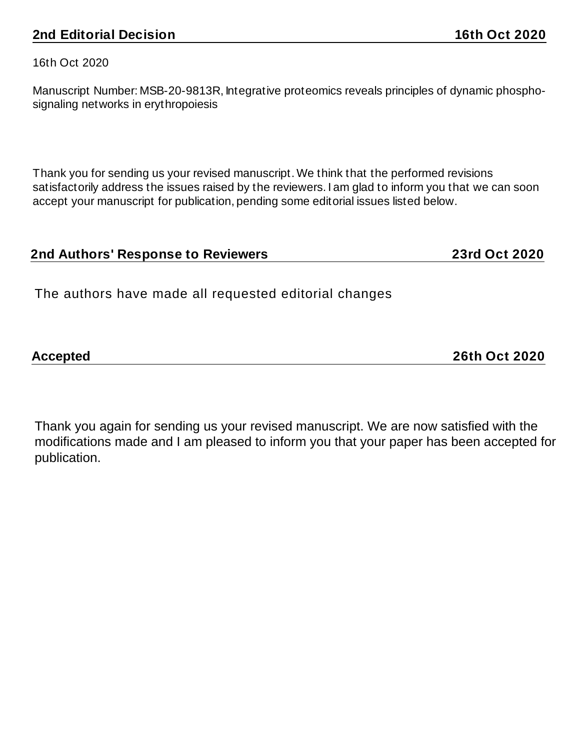## 2nd Editorial Decision 16th Oct 2020

16th Oct 2020

Manuscript Number: MSB-20-9813R, Integrative proteomics reveals principles of dynamic phospho-signaling networks in erythropoiesis

Thank you for sending us your revised manuscript. We think that the performed revisions satisfactorily address the issues raised by the reviewers. I am glad to inform you that we can soon accept your manuscript for publication, pending some editorial issues listed below.

## 2nd Authors' Response to Reviewers 23rd Oct 2020

The authors have made all requested editorial changes

## Accepted 26th Oct 2020

Thank you again for sending us your revised manuscript. We are now satisfied with the modifications made and I am pleased to inform you that your paper has been accepted for publication.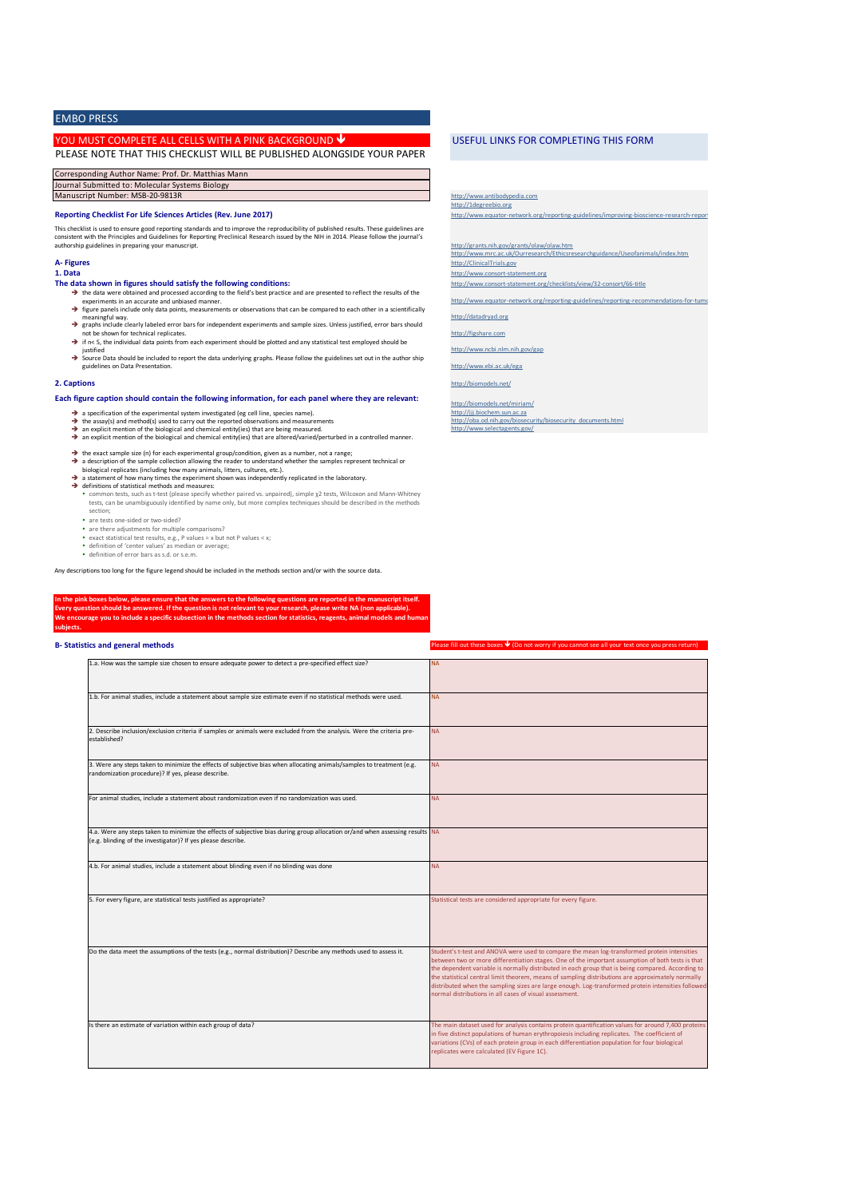## EMBO PRESS

**YOU MUST COMPLETE ALL CELLS WITH A PINK BACKGROUND ↓**

PLEASE NOTE THAT THIS CHECKLIST WILL BE PUBLISHED ALONGSIDE YOUR PAPER

| |
|---|
| Corresponding Author Name: Prof. Dr. Matthias Mann |
| Journal Submitted to: Molecular Systems Biology |
| Manuscript Number: MSB-20-9813R |

### Reporting Checklist For Life Sciences Articles (Rev. June 2017)

This checklist is used to ensure good reporting standards and to improve the reproducibility of published results. These guidelines are consistent with the Principles and Guidelines for Reporting Preclinical Research issued by the NIH in 2014. Please follow the journal's authorship guidelines in preparing your manuscript.

### A- Figures

#### 1. Data

**The data shown in figures should satisfy the following conditions:**

- ➔ the data were obtained and processed according to the field's best practice and are presented to reflect the results of the experiments in an accurate and unbiased manner.
- ➔ figure panels include only data points, measurements or observations that can be compared to each other in a scientifically meaningful way.
- ➔ graphs include clearly labeled error bars for independent experiments and sample sizes. Unless justified, error bars should not be shown for technical replicates.
- ➔ if n< 5, the individual data points from each experiment should be plotted and any statistical test employed should be justified
- ➔ Source Data should be included to report the data underlying graphs. Please follow the guidelines set out in the author ship guidelines on Data Presentation.

#### 2. Captions

**Each figure caption should contain the following information, for each panel where they are relevant:**

- ➔ a specification of the experimental system investigated (eg cell line, species name).
- ➔ the assay(s) and method(s) used to carry out the reported observations and measurements
- ➔ an explicit mention of the biological and chemical entity(ies) that are being measured.
- ➔ an explicit mention of the biological and chemical entity(ies) that are altered/varied/perturbed in a controlled manner.
- ➔ the exact sample size (n) for each experimental group/condition, given as a number, not a range;
- ➔ a description of the sample collection allowing the reader to understand whether the samples represent technical or biological replicates (including how many animals, litters, cultures, etc.).
- ➔ a statement of how many times the experiment shown was independently replicated in the laboratory.
- ➔ definitions of statistical methods and measures:
  - common tests, such as t-test (please specify whether paired vs. unpaired), simple $\chi^2$ tests, Wilcoxon and Mann-Whitney tests, can be unambiguously identified by name only, but more complex techniques should be described in the methods section;
  - are tests one-sided or two-sided?
  - are there adjustments for multiple comparisons?
  - exact statistical test results, e.g., P values = x but not P values < x;
  - definition of 'center values' as median or average;
  - definition of error bars as s.d. or s.e.m.

Any descriptions too long for the figure legend should be included in the methods section and/or with the source data.

**In the pink boxes below, please ensure that the answers to the following questions are reported in the manuscript itself. Every question should be answered. If the question is not relevant to your research, please write NA (non applicable). We encourage you to include a specific subsection in the methods section for statistics, reagents, animal models and human subjects.**

### USEFUL LINKS FOR COMPLETING THIS FORM

- http://www.antibodypedia.com
- http://1degreebio.org
- http://www.equator-network.org/reporting-guidelines/improving-bioscience-research-report
- http://grants.nih.gov/grants/olaw/olaw.htm
- http://www.mrc.ac.uk/Ourresearch/Ethicsresearchguidance/Useofanimals/index.htm
- http://ClinicalTrials.gov
- http://www.consort-statement.org
- http://www.consort-statement.org/checklists/view/32-consort/66-title
- http://www.equator-network.org/reporting-guidelines/reporting-recommendations-for-tumo
- http://datadryad.org
- http://figshare.com
- http://www.ncbi.nlm.nih.gov/gap
- http://www.ebi.ac.uk/ega
- http://biomodels.net/
- http://biomodels.net/miriam/
- http://jjj.biochem.sun.ac.za
- http://oba.od.nih.gov/biosecurity/biosecurity_documents.html
- http://www.selectagents.gov/

### B- Statistics and general methods

Please fill out these boxes ↓ (Do not worry if you cannot see all your text once you press return)

| Question | Answer |
|---|---|
| 1.a. How was the sample size chosen to ensure adequate power to detect a pre-specified effect size? | NA |
| 1.b. For animal studies, include a statement about sample size estimate even if no statistical methods were used. | NA |
| 2. Describe inclusion/exclusion criteria if samples or animals were excluded from the analysis. Were the criteria pre-established? | NA |
| 3. Were any steps taken to minimize the effects of subjective bias when allocating animals/samples to treatment (e.g. randomization procedure)? If yes, please describe. | NA |
| For animal studies, include a statement about randomization even if no randomization was used. | NA |
| 4.a. Were any steps taken to minimize the effects of subjective bias during group allocation or/and when assessing results (e.g. blinding of the investigator)? If yes please describe. | NA |
| 4.b. For animal studies, include a statement about blinding even if no blinding was done | NA |
| 5. For every figure, are statistical tests justified as appropriate? | Statistical tests are considered appropriate for every figure. |
| Do the data meet the assumptions of the tests (e.g., normal distribution)? Describe any methods used to assess it. | Student's t-test and ANOVA were used to compare the mean log-transformed protein intensities between two or more differentiation stages. One of the important assumption of both tests is that the dependent variable is normally distributed in each group that is being compared. According to the statistical central limit theorem, means of sampling distributions are approximately normally distributed when the sampling sizes are large enough. Log-transformed protein intensities followed normal distributions in all cases of visual assessment. |
| Is there an estimate of variation within each group of data? | The main dataset used for analysis contains protein quantification values for around 7,400 proteins in five distinct populations of human erythropoiesis including replicates. The coefficient of variations (CVs) of each protein group in each differentiation population for four biological replicates were calculated (EV Figure 1C). |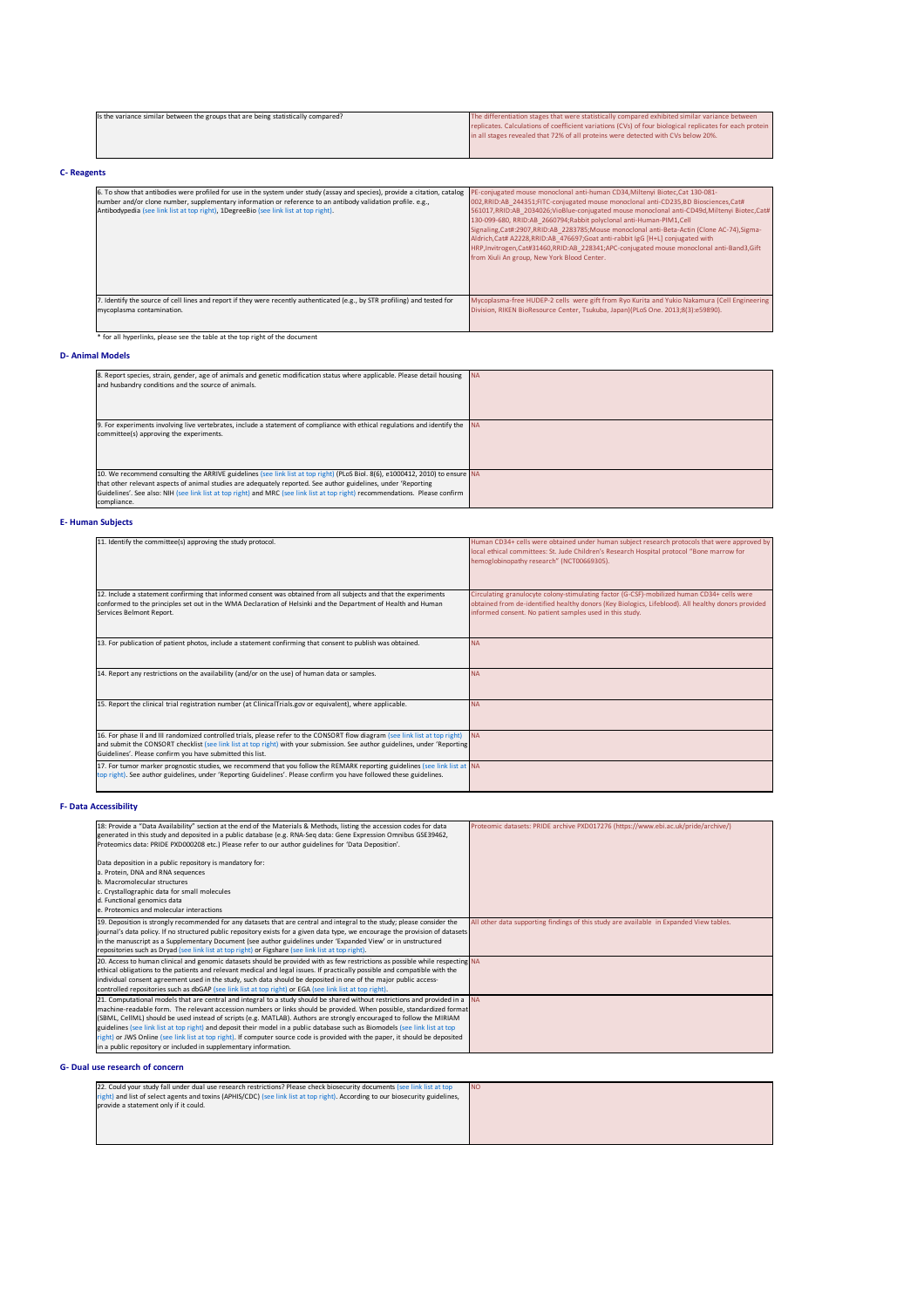| | |
|---|---|
| Is the variance similar between the groups that are being statistically compared? | The differentiation stages that were statistically compared exhibited similar variance between replicates. Calculations of coefficient variations (CVs) of four biological replicates for each protein in all stages revealed that 72% of all proteins were detected with CVs below 20%. |

## C- Reagents

| | |
|---|---|
| 6. To show that antibodies were profiled for use in the system under study (assay and species), provide a citation, catalog number and/or clone number, supplementary information or reference to an antibody validation profile. e.g., Antibodypedia (see link list at top right), 1DegreeBio (see link list at top right). | PE-conjugated mouse monoclonal anti-human CD34,Miltenyi Biotec,Cat 130-081-002,RRID:AB_244351;FITC-conjugated mouse monoclonal anti-CD235,BD Biosciences,Cat# 561017,RRID:AB_2034026;VioBlue-conjugated mouse monoclonal anti-CD49d,Miltenyi Biotec,Cat# 130-099-680, RRID:AB_2660794;Rabbit polyclonal anti-Human-PIM1,Cell Signaling,Cat#:2907,RRID:AB_2283785;Mouse monoclonal anti-Beta-Actin (Clone AC-74),Sigma-Aldrich,Cat# A2228,RRID:AB_476697;Goat anti-rabbit IgG (H+L) conjugated with HRP,Invitrogen,Cat#31460,RRID:AB_228341;APC-conjugated mouse monoclonal anti-Band3,Gift from Xiuli An group, New York Blood Center. |
| 7. Identify the source of cell lines and report if they were recently authenticated (e.g., by STR profiling) and tested for mycoplasma contamination. | Mycoplasma-free HUDEP-2 cells were gift from Ryo Kurita and Yukio Nakamura (Cell Engineering Division, RIKEN BioResource Center, Tsukuba, Japan)(PLoS One. 2013;8(3):e59890). |

* for all hyperlinks, please see the table at the top right of the document

## D- Animal Models

| | |
|---|---|
| 8. Report species, strain, gender, age of animals and genetic modification status where applicable. Please detail housing and husbandry conditions and the source of animals. | NA |
| 9. For experiments involving live vertebrates, include a statement of compliance with ethical regulations and identify the committee(s) approving the experiments. | NA |
| 10. We recommend consulting the ARRIVE guidelines (see link list at top right) (PLoS Biol. 8(6), e1000412, 2010) to ensure that other relevant aspects of animal studies are adequately reported. See author guidelines, under 'Reporting Guidelines'. See also: NIH (see link list at top right) and MRC (see link list at top right) recommendations. Please confirm compliance. | NA |

## E- Human Subjects

| | |
|---|---|
| 11. Identify the committee(s) approving the study protocol. | Human CD34+ cells were obtained under human subject research protocols that were approved by local ethical committees: St. Jude Children's Research Hospital protocol "Bone marrow for hemoglobinopathy research" (NCT00669305). |
| 12. Include a statement confirming that informed consent was obtained from all subjects and that the experiments conformed to the principles set out in the WMA Declaration of Helsinki and the Department of Health and Human Services Belmont Report. | Circulating granulocyte colony-stimulating factor (G-CSF)-mobilized human CD34+ cells were obtained from de-identified healthy donors (Key Biologics, Lifeblood). All healthy donors provided informed consent. No patient samples used in this study. |
| 13. For publication of patient photos, include a statement confirming that consent to publish was obtained. | NA |
| 14. Report any restrictions on the availability (and/or on the use) of human data or samples. | NA |
| 15. Report the clinical trial registration number (at ClinicalTrials.gov or equivalent), where applicable. | NA |
| 16. For phase II and III randomized controlled trials, please refer to the CONSORT flow diagram (see link list at top right) and submit the CONSORT checklist (see link list at top right) with your submission. See author guidelines, under 'Reporting Guidelines'. Please confirm you have submitted this list. | NA |
| 17. For tumor marker prognostic studies, we recommend that you follow the REMARK reporting guidelines (see link list at top right). See author guidelines, under 'Reporting Guidelines'. Please confirm you have followed these guidelines. | NA |

## F- Data Accessibility

| | |
|---|---|
| 18: Provide a "Data Availability" section at the end of the Materials & Methods, listing the accession codes for data generated in this study and deposited in a public database (e.g. RNA-Seq data: Gene Expression Omnibus GSE39462, Proteomics data: PRIDE PXD000208 etc.) Please refer to our author guidelines for 'Data Deposition'.<br><br>Data deposition in a public repository is mandatory for:<br>a. Protein, DNA and RNA sequences<br>b. Macromolecular structures<br>c. Crystallographic data for small molecules<br>d. Functional genomics data<br>e. Proteomics and molecular interactions | Proteomic datasets: PRIDE archive PXD017276 (https://www.ebi.ac.uk/pride/archive/) |
| 19. Deposition is strongly recommended for any datasets that are central and integral to the study; please consider the journal's data policy. If no structured public repository exists for a given data type, we encourage the provision of datasets in the manuscript as a Supplementary Document (see author guidelines under 'Expanded View' or in unstructured repositories such as Dryad (see link list at top right) or Figshare (see link list at top right). | All other data supporting findings of this study are available in Expanded View tables. |
| 20. Access to human clinical and genomic datasets should be provided with as few restrictions as possible while respecting ethical obligations to the patients and relevant medical and legal issues. If practically possible and compatible with the individual consent agreement used in the study, such data should be deposited in one of the major public access-controlled repositories such as dbGAP (see link list at top right) or EGA (see link list at top right). | NA |
| 21. Computational models that are central and integral to a study should be shared without restrictions and provided in a machine-readable form. The relevant accession numbers or links should be provided. When possible, standardized format (SBML, CellML) should be used instead of scripts (e.g. MATLAB). Authors are strongly encouraged to follow the MIRIAM guidelines (see link list at top right) and deposit their model in a public database such as Biomodels (see link list at top right) or JWS Online (see link list at top right). If computer source code is provided with the paper, it should be deposited in a public repository or included in supplementary information. | NA |

## G- Dual use research of concern

| | |
|---|---|
| 22. Could your study fall under dual use research restrictions? Please check biosecurity documents (see link list at top right) and list of select agents and toxins (APHIS/CDC) (see link list at top right). According to our biosecurity guidelines, provide a statement only if it could. | NO |